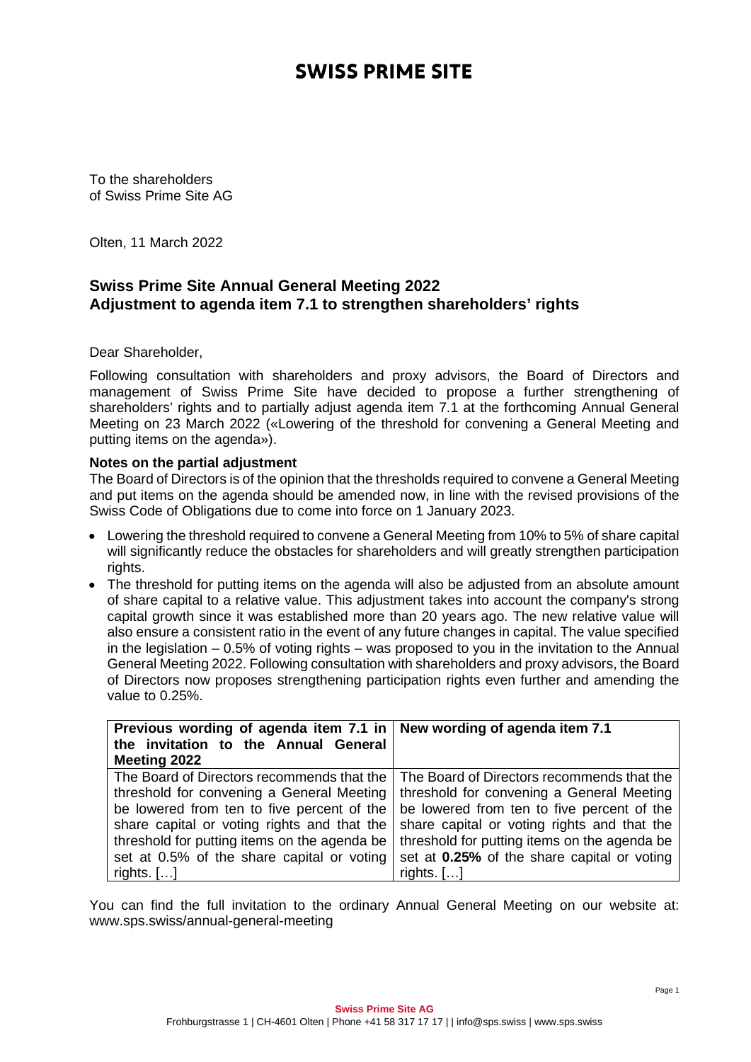# SWISS PRIME SITE

To the shareholders
of Swiss Prime Site AG

Olten, 11 March 2022

## Swiss Prime Site Annual General Meeting 2022
## Adjustment to agenda item 7.1 to strengthen shareholders' rights

Dear Shareholder,

Following consultation with shareholders and proxy advisors, the Board of Directors and management of Swiss Prime Site have decided to propose a further strengthening of shareholders' rights and to partially adjust agenda item 7.1 at the forthcoming Annual General Meeting on 23 March 2022 («Lowering of the threshold for convening a General Meeting and putting items on the agenda»).

**Notes on the partial adjustment**

The Board of Directors is of the opinion that the thresholds required to convene a General Meeting and put items on the agenda should be amended now, in line with the revised provisions of the Swiss Code of Obligations due to come into force on 1 January 2023.

- Lowering the threshold required to convene a General Meeting from 10% to 5% of share capital will significantly reduce the obstacles for shareholders and will greatly strengthen participation rights.
- The threshold for putting items on the agenda will also be adjusted from an absolute amount of share capital to a relative value. This adjustment takes into account the company's strong capital growth since it was established more than 20 years ago. The new relative value will also ensure a consistent ratio in the event of any future changes in capital. The value specified in the legislation – 0.5% of voting rights – was proposed to you in the invitation to the Annual General Meeting 2022. Following consultation with shareholders and proxy advisors, the Board of Directors now proposes strengthening participation rights even further and amending the value to 0.25%.

| Previous wording of agenda item 7.1 in the invitation to the Annual General Meeting 2022 | New wording of agenda item 7.1 |
|---|---|
| The Board of Directors recommends that the threshold for convening a General Meeting be lowered from ten to five percent of the share capital or voting rights and that the threshold for putting items on the agenda be set at 0.5% of the share capital or voting rights. […] | The Board of Directors recommends that the threshold for convening a General Meeting be lowered from ten to five percent of the share capital or voting rights and that the threshold for putting items on the agenda be set at **0.25%** of the share capital or voting rights. […] |

You can find the full invitation to the ordinary Annual General Meeting on our website at: www.sps.swiss/annual-general-meeting

**Swiss Prime Site AG**
Frohburgstrasse 1 | CH-4601 Olten | Phone +41 58 317 17 17 | | info@sps.swiss | www.sps.swiss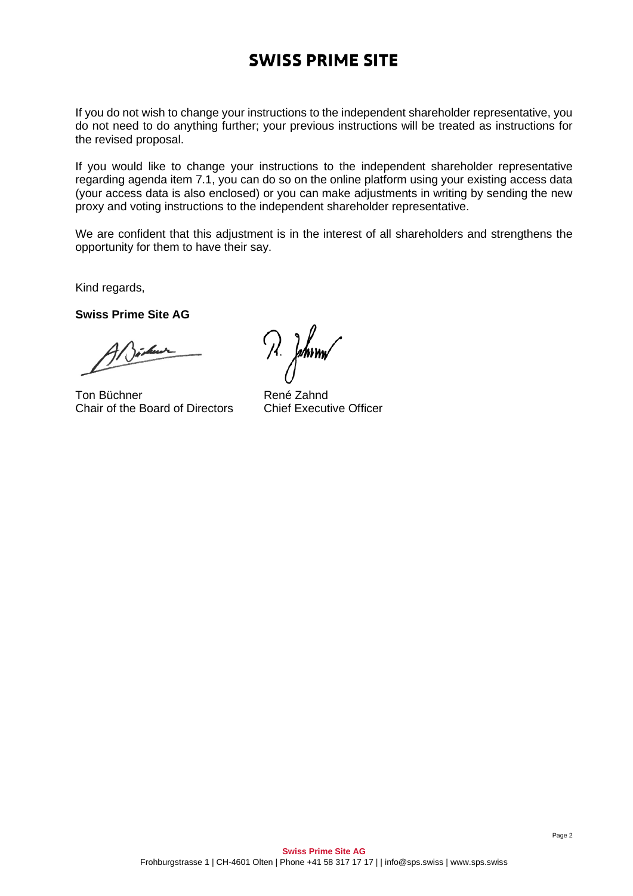If you do not wish to change your instructions to the independent shareholder representative, you do not need to do anything further; your previous instructions will be treated as instructions for the revised proposal.

If you would like to change your instructions to the independent shareholder representative regarding agenda item 7.1, you can do so on the online platform using your existing access data (your access data is also enclosed) or you can make adjustments in writing by sending the new proxy and voting instructions to the independent shareholder representative.

We are confident that this adjustment is in the interest of all shareholders and strengthens the opportunity for them to have their say.

Kind regards,

**Swiss Prime Site AG**

Ton Büchner
Chair of the Board of Directors

René Zahnd
Chief Executive Officer